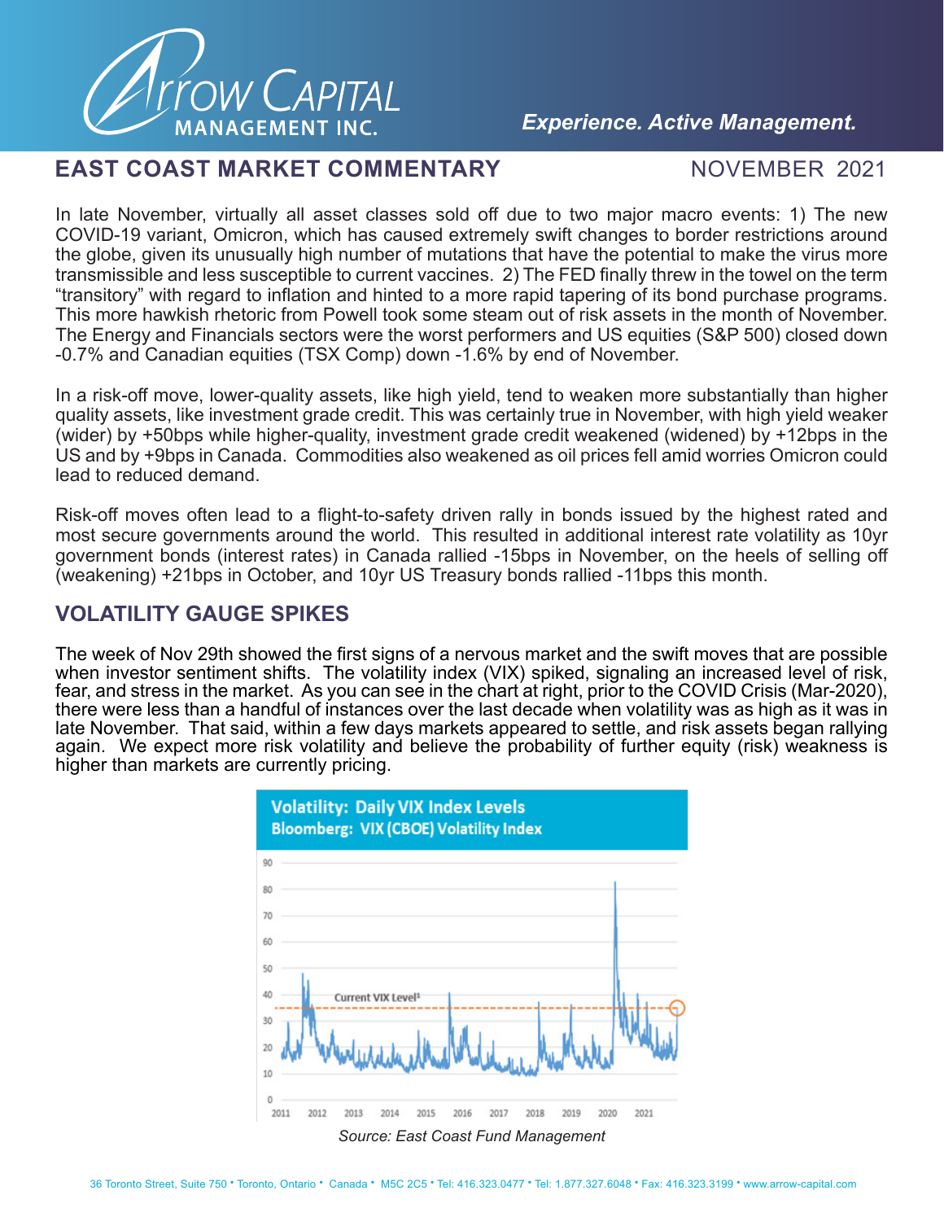# EAST COAST MARKET COMMENTARY

NOVEMBER 2021

*Experience. Active Management.*

In late November, virtually all asset classes sold off due to two major macro events: 1) The new COVID-19 variant, Omicron, which has caused extremely swift changes to border restrictions around the globe, given its unusually high number of mutations that have the potential to make the virus more transmissible and less susceptible to current vaccines. 2) The FED finally threw in the towel on the term "transitory" with regard to inflation and hinted to a more rapid tapering of its bond purchase programs. This more hawkish rhetoric from Powell took some steam out of risk assets in the month of November. The Energy and Financials sectors were the worst performers and US equities (S&P 500) closed down -0.7% and Canadian equities (TSX Comp) down -1.6% by end of November.

In a risk-off move, lower-quality assets, like high yield, tend to weaken more substantially than higher quality assets, like investment grade credit. This was certainly true in November, with high yield weaker (wider) by +50bps while higher-quality, investment grade credit weakened (widened) by +12bps in the US and by +9bps in Canada. Commodities also weakened as oil prices fell amid worries Omicron could lead to reduced demand.

Risk-off moves often lead to a flight-to-safety driven rally in bonds issued by the highest rated and most secure governments around the world. This resulted in additional interest rate volatility as 10yr government bonds (interest rates) in Canada rallied -15bps in November, on the heels of selling off (weakening) +21bps in October, and 10yr US Treasury bonds rallied -11bps this month.

## VOLATILITY GAUGE SPIKES

The week of Nov 29th showed the first signs of a nervous market and the swift moves that are possible when investor sentiment shifts. The volatility index (VIX) spiked, signaling an increased level of risk, fear, and stress in the market. As you can see in the chart at right, prior to the COVID Crisis (Mar-2020), there were less than a handful of instances over the last decade when volatility was as high as it was in late November. That said, within a few days markets appeared to settle, and risk assets began rallying again. We expect more risk volatility and believe the probability of further equity (risk) weakness is higher than markets are currently pricing.

**Volatility: Daily VIX Index Levels**
**Bloomberg: VIX (CBOE) Volatility Index**

*Source: East Coast Fund Management*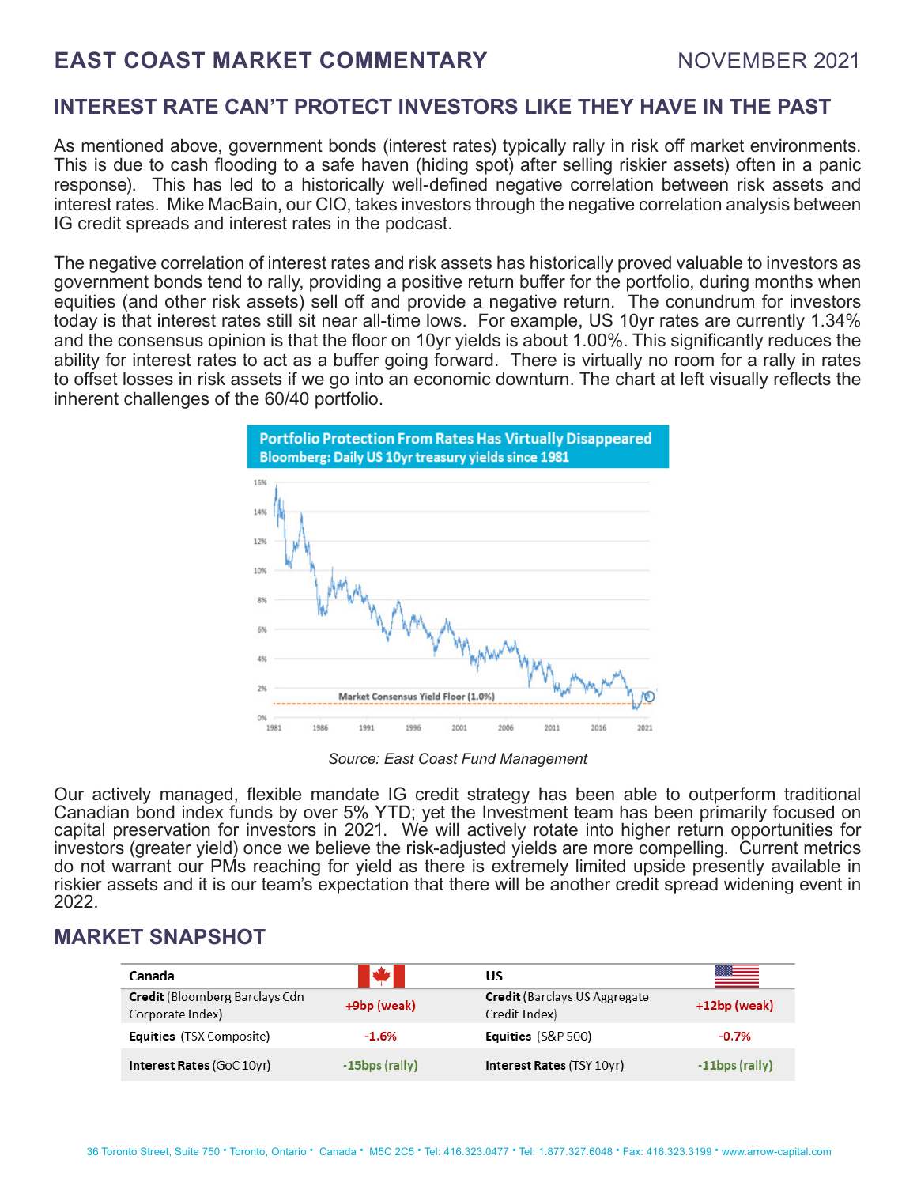## INTEREST RATE CAN'T PROTECT INVESTORS LIKE THEY HAVE IN THE PAST

As mentioned above, government bonds (interest rates) typically rally in risk off market environments. This is due to cash flooding to a safe haven (hiding spot) after selling riskier assets) often in a panic response). This has led to a historically well-defined negative correlation between risk assets and interest rates. Mike MacBain, our CIO, takes investors through the negative correlation analysis between IG credit spreads and interest rates in the podcast.

The negative correlation of interest rates and risk assets has historically proved valuable to investors as government bonds tend to rally, providing a positive return buffer for the portfolio, during months when equities (and other risk assets) sell off and provide a negative return. The conundrum for investors today is that interest rates still sit near all-time lows. For example, US 10yr rates are currently 1.34% and the consensus opinion is that the floor on 10yr yields is about 1.00%. This significantly reduces the ability for interest rates to act as a buffer going forward. There is virtually no room for a rally in rates to offset losses in risk assets if we go into an economic downturn. The chart at left visually reflects the inherent challenges of the 60/40 portfolio.

**Portfolio Protection From Rates Has Virtually Disappeared**
**Bloomberg: Daily US 10yr treasury yields since 1981**

*Source: East Coast Fund Management*

Our actively managed, flexible mandate IG credit strategy has been able to outperform traditional Canadian bond index funds by over 5% YTD; yet the Investment team has been primarily focused on capital preservation for investors in 2021. We will actively rotate into higher return opportunities for investors (greater yield) once we believe the risk-adjusted yields are more compelling. Current metrics do not warrant our PMs reaching for yield as there is extremely limited upside presently available in riskier assets and it is our team's expectation that there will be another credit spread widening event in 2022.

## MARKET SNAPSHOT

| Canada | | US | |
|---|---|---|---|
| **Credit** (Bloomberg Barclays Cdn Corporate Index) | +9bp (weak) | **Credit** (Barclays US Aggregate Credit Index) | +12bp (weak) |
| **Equities** (TSX Composite) | -1.6% | **Equities** (S&P 500) | -0.7% |
| **Interest Rates** (GoC 10yr) | -15bps (rally) | **Interest Rates** (TSY 10yr) | -11bps (rally) |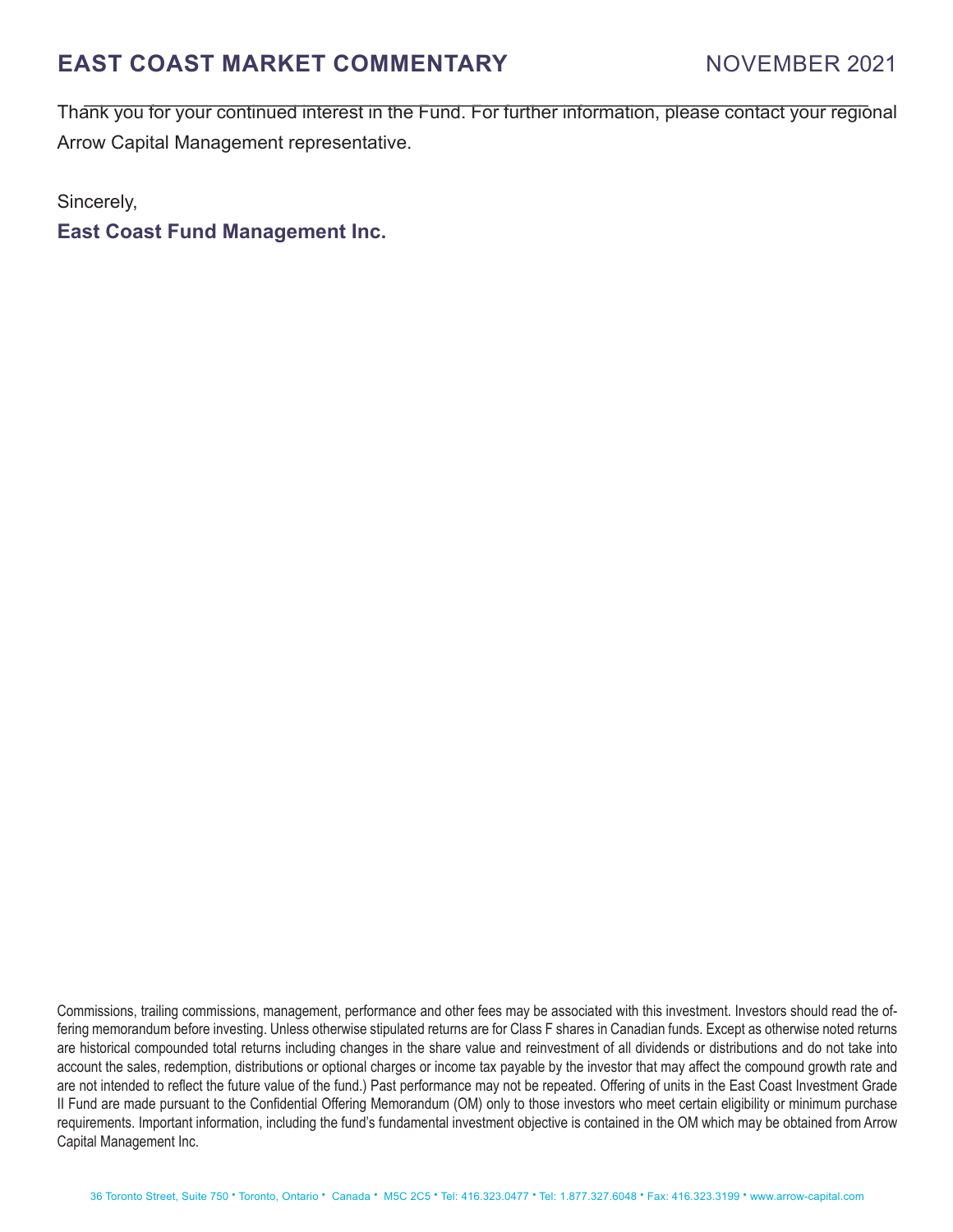Thank you for your continued interest in the Fund. For further information, please contact your regional Arrow Capital Management representative.

Sincerely,

**East Coast Fund Management Inc.**

Commissions, trailing commissions, management, performance and other fees may be associated with this investment. Investors should read the offering memorandum before investing. Unless otherwise stipulated returns are for Class F shares in Canadian funds. Except as otherwise noted returns are historical compounded total returns including changes in the share value and reinvestment of all dividends or distributions and do not take into account the sales, redemption, distributions or optional charges or income tax payable by the investor that may affect the compound growth rate and are not intended to reflect the future value of the fund.) Past performance may not be repeated. Offering of units in the East Coast Investment Grade II Fund are made pursuant to the Confidential Offering Memorandum (OM) only to those investors who meet certain eligibility or minimum purchase requirements. Important information, including the fund's fundamental investment objective is contained in the OM which may be obtained from Arrow Capital Management Inc.

36 Toronto Street, Suite 750 • Toronto, Ontario • Canada • M5C 2C5 • Tel: 416.323.0477 • Tel: 1.877.327.6048 • Fax: 416.323.3199 • www.arrow-capital.com